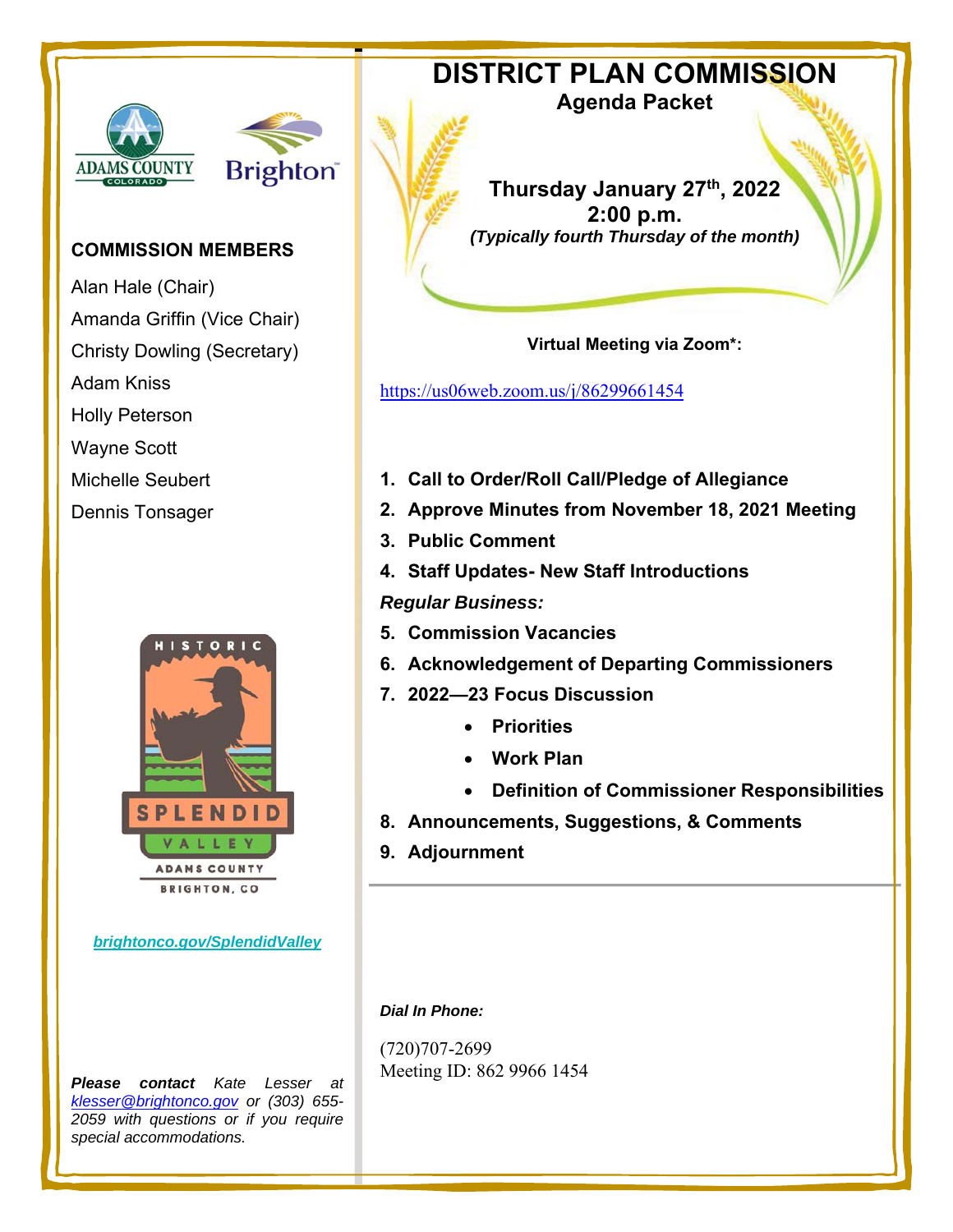ADAMS COUNTY
COLORADO

Brighton

# DISTRICT PLAN COMMISSION

## Agenda Packet

**Thursday January 27th, 2022**
**2:00 p.m.**
***(Typically fourth Thursday of the month)***

### COMMISSION MEMBERS

Alan Hale (Chair)
Amanda Griffin (Vice Chair)
Christy Dowling (Secretary)
Adam Kniss
Holly Peterson
Wayne Scott
Michelle Seubert
Dennis Tonsager

**Virtual Meeting via Zoom*:**

https://us06web.zoom.us/j/86299661454

1. **Call to Order/Roll Call/Pledge of Allegiance**
2. **Approve Minutes from November 18, 2021 Meeting**
3. **Public Comment**
4. **Staff Updates- New Staff Introductions**

***Regular Business:***

5. **Commission Vacancies**
6. **Acknowledgement of Departing Commissioners**
7. **2022—23 Focus Discussion**
    - **Priorities**
    - **Work Plan**
    - **Definition of Commissioner Responsibilities**
8. **Announcements, Suggestions, & Comments**
9. **Adjournment**

HISTORIC SPLENDID VALLEY
ADAMS COUNTY
BRIGHTON, CO

***brightonco.gov/SplendidValley***

***Dial In Phone:***

(720)707-2699
Meeting ID: 862 9966 1454

***Please contact*** *Kate Lesser at klesser@brightonco.gov or (303) 655-2059 with questions or if you require special accommodations.*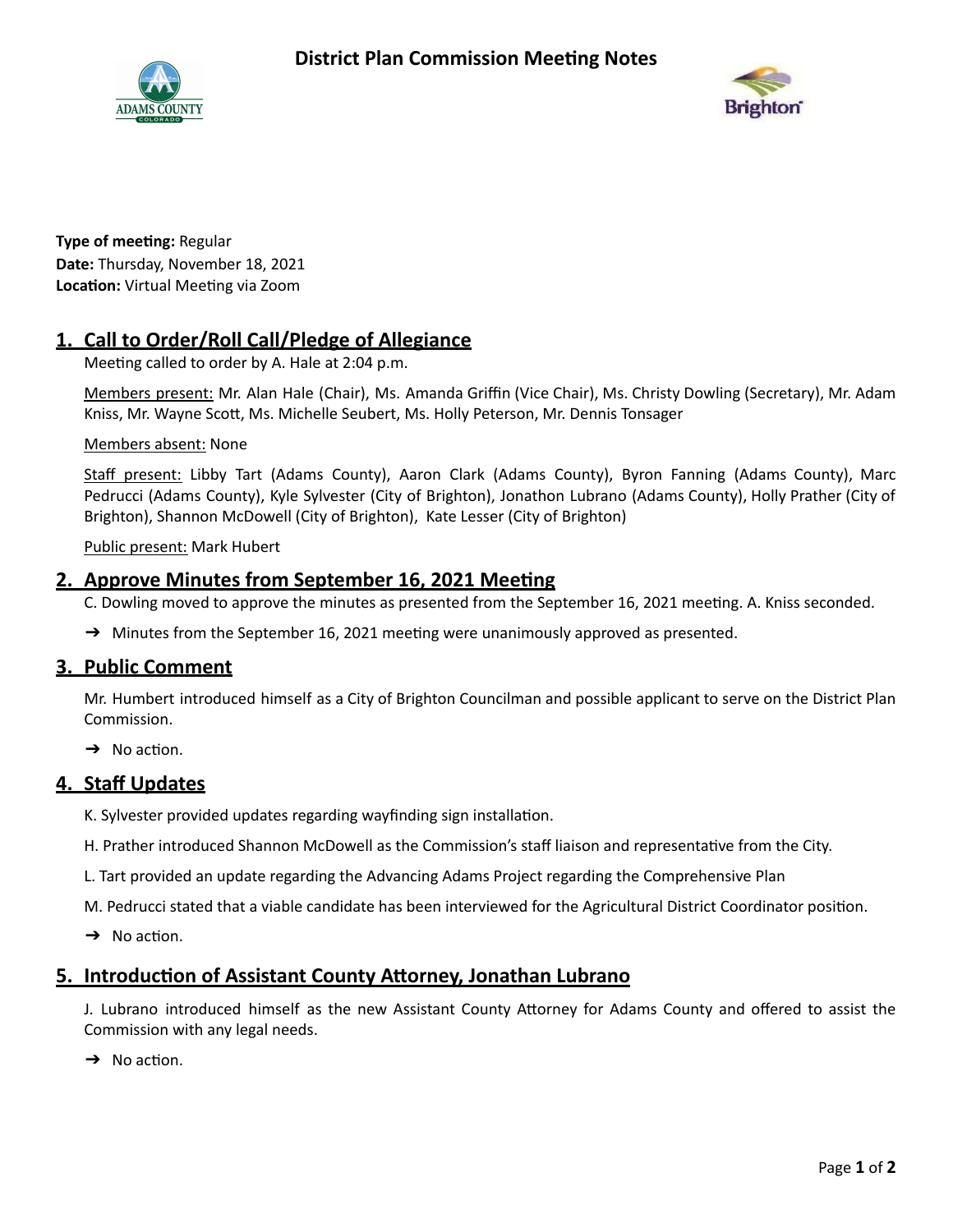# District Plan Commission Meeting Notes

**Type of meeting:** Regular
**Date:** Thursday, November 18, 2021
**Location:** Virtual Meeting via Zoom

## 1. Call to Order/Roll Call/Pledge of Allegiance

Meeting called to order by A. Hale at 2:04 p.m.

Members present: Mr. Alan Hale (Chair), Ms. Amanda Griffin (Vice Chair), Ms. Christy Dowling (Secretary), Mr. Adam Kniss, Mr. Wayne Scott, Ms. Michelle Seubert, Ms. Holly Peterson, Mr. Dennis Tonsager

Members absent: None

Staff present: Libby Tart (Adams County), Aaron Clark (Adams County), Byron Fanning (Adams County), Marc Pedrucci (Adams County), Kyle Sylvester (City of Brighton), Jonathon Lubrano (Adams County), Holly Prather (City of Brighton), Shannon McDowell (City of Brighton), Kate Lesser (City of Brighton)

Public present: Mark Hubert

## 2. Approve Minutes from September 16, 2021 Meeting

C. Dowling moved to approve the minutes as presented from the September 16, 2021 meeting. A. Kniss seconded.

➔ Minutes from the September 16, 2021 meeting were unanimously approved as presented.

## 3. Public Comment

Mr. Humbert introduced himself as a City of Brighton Councilman and possible applicant to serve on the District Plan Commission.

➔ No action.

## 4. Staff Updates

K. Sylvester provided updates regarding wayfinding sign installation.

H. Prather introduced Shannon McDowell as the Commission's staff liaison and representative from the City.

L. Tart provided an update regarding the Advancing Adams Project regarding the Comprehensive Plan

M. Pedrucci stated that a viable candidate has been interviewed for the Agricultural District Coordinator position.

➔ No action.

## 5. Introduction of Assistant County Attorney, Jonathan Lubrano

J. Lubrano introduced himself as the new Assistant County Attorney for Adams County and offered to assist the Commission with any legal needs.

➔ No action.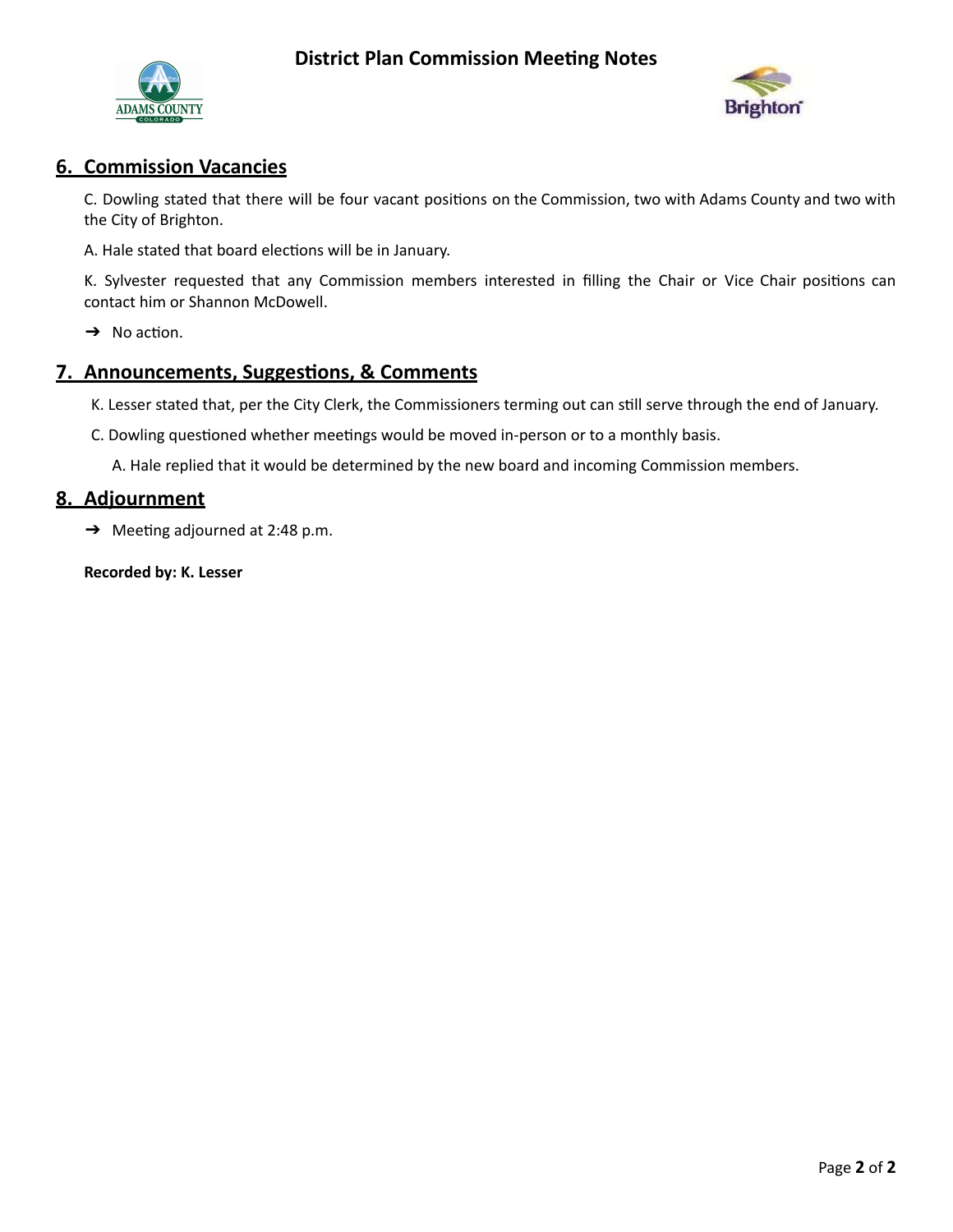## 6. Commission Vacancies

C. Dowling stated that there will be four vacant positions on the Commission, two with Adams County and two with the City of Brighton.

A. Hale stated that board elections will be in January.

K. Sylvester requested that any Commission members interested in filling the Chair or Vice Chair positions can contact him or Shannon McDowell.

➔ No action.

## 7. Announcements, Suggestions, & Comments

K. Lesser stated that, per the City Clerk, the Commissioners terming out can still serve through the end of January.

C. Dowling questioned whether meetings would be moved in-person or to a monthly basis.

A. Hale replied that it would be determined by the new board and incoming Commission members.

## 8. Adjournment

➔ Meeting adjourned at 2:48 p.m.

**Recorded by: K. Lesser**